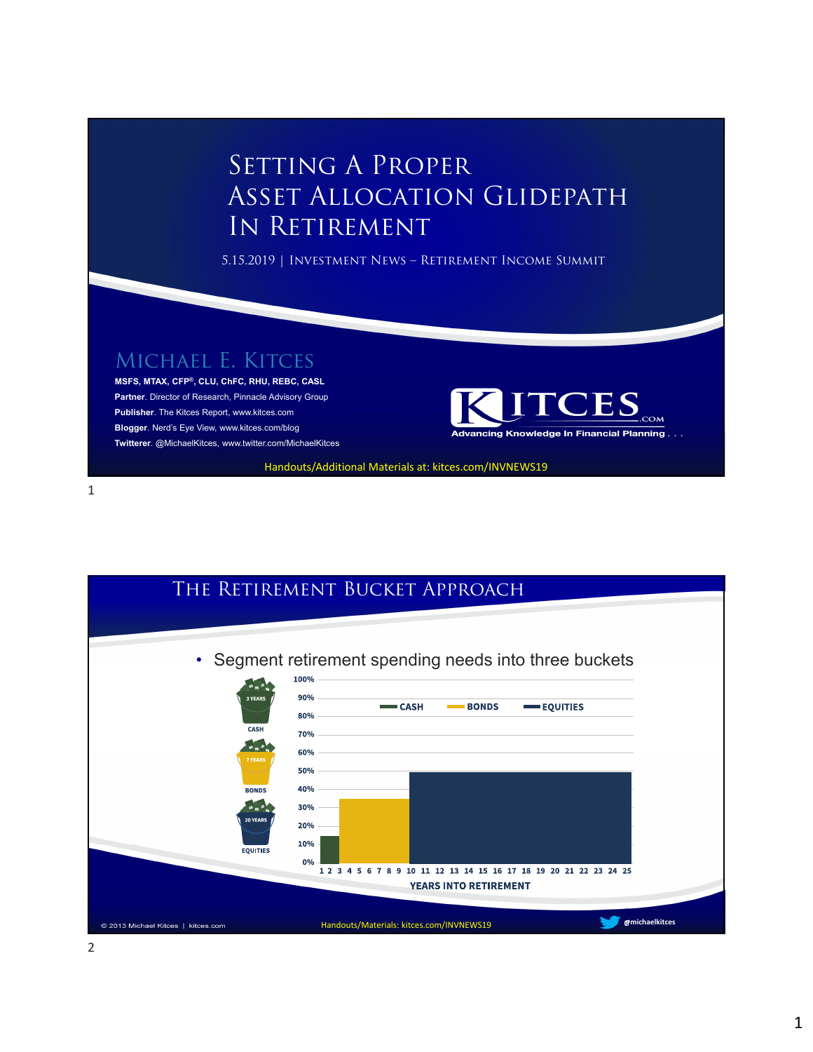# Setting A Proper Asset Allocation Glidepath In Retirement

5.15.2019 | Investment News – Retirement Income Summit

## Michael E. Kitces

**MSFS, MTAX, CFP®, CLU, ChFC, RHU, REBC, CASL**

**Partner**. Director of Research, Pinnacle Advisory Group

**Publisher**. The Kitces Report, www.kitces.com

**Blogger**. Nerd's Eye View, www.kitces.com/blog

**Twitterer**. @MichaelKitces, www.twitter.com/MichaelKitces

KITCES.COM — Advancing Knowledge In Financial Planning . . .

Handouts/Additional Materials at: kitces.com/INVNEWS19

---

# The Retirement Bucket Approach

- Segment retirement spending needs into three buckets

3 YEARS — CASH

7 YEARS — BONDS

20 YEARS — EQUITIES

CASH | BONDS | EQUITIES

100%, 90%, 80%, 70%, 60%, 50%, 40%, 30%, 20%, 10%, 0%

1 2 3 4 5 6 7 8 9 10 11 12 13 14 15 16 17 18 19 20 21 22 23 24 25

YEARS INTO RETIREMENT

© 2013 Michael Kitces | kitces.com

Handouts/Materials: kitces.com/INVNEWS19

@michaelkitces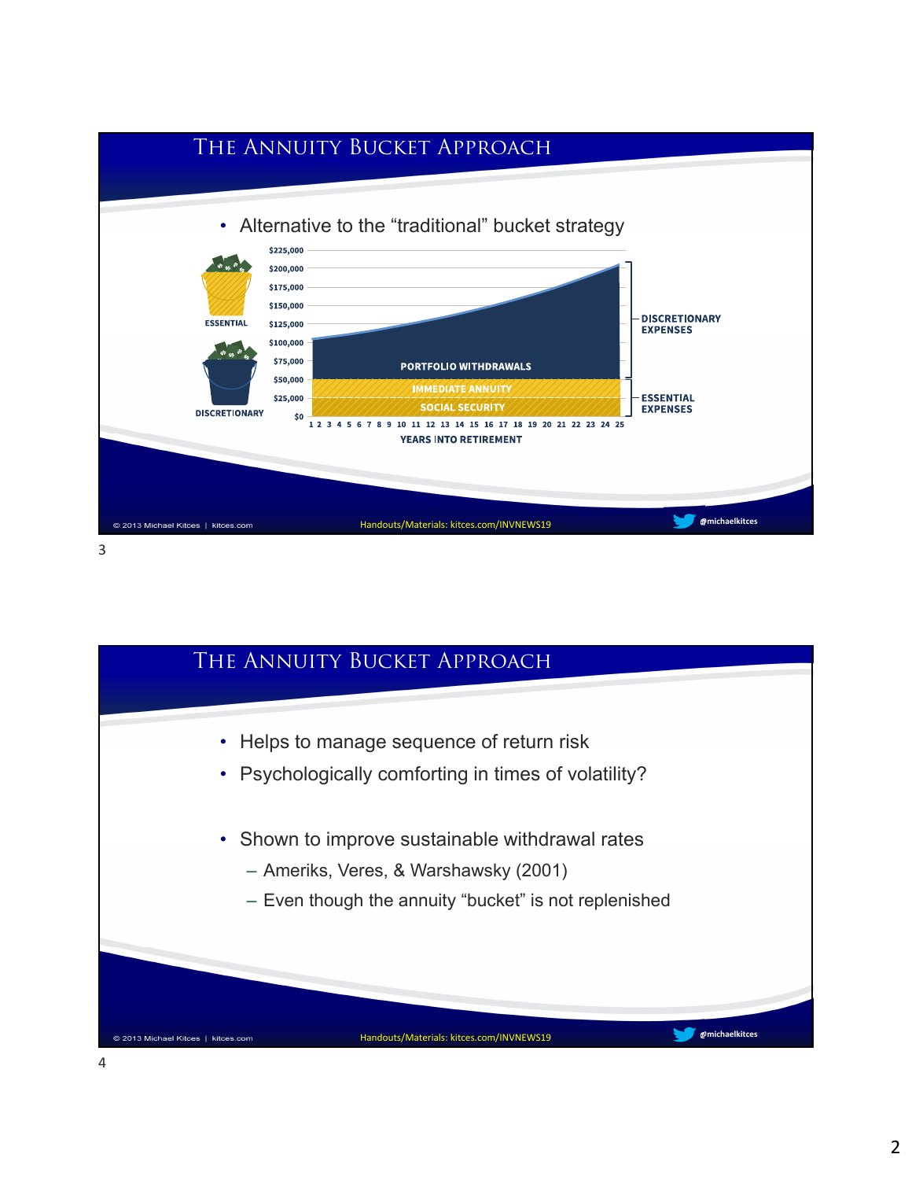## The Annuity Bucket Approach

- Alternative to the "traditional" bucket strategy

ESSENTIAL

DISCRETIONARY

$225,000
$200,000
$175,000
$150,000
$125,000
$100,000
$75,000
$50,000
$25,000
$0

PORTFOLIO WITHDRAWALS

IMMEDIATE ANNUITY

SOCIAL SECURITY

1 2 3 4 5 6 7 8 9 10 11 12 13 14 15 16 17 18 19 20 21 22 23 24 25

YEARS INTO RETIREMENT

DISCRETIONARY EXPENSES

ESSENTIAL EXPENSES

© 2013 Michael Kitces | kitces.com

Handouts/Materials: kitces.com/INVNEWS19

@michaelkitces

## The Annuity Bucket Approach

- Helps to manage sequence of return risk
- Psychologically comforting in times of volatility?

- Shown to improve sustainable withdrawal rates
  - Ameriks, Veres, & Warshawsky (2001)
  - Even though the annuity "bucket" is not replenished

© 2013 Michael Kitces | kitces.com

Handouts/Materials: kitces.com/INVNEWS19

@michaelkitces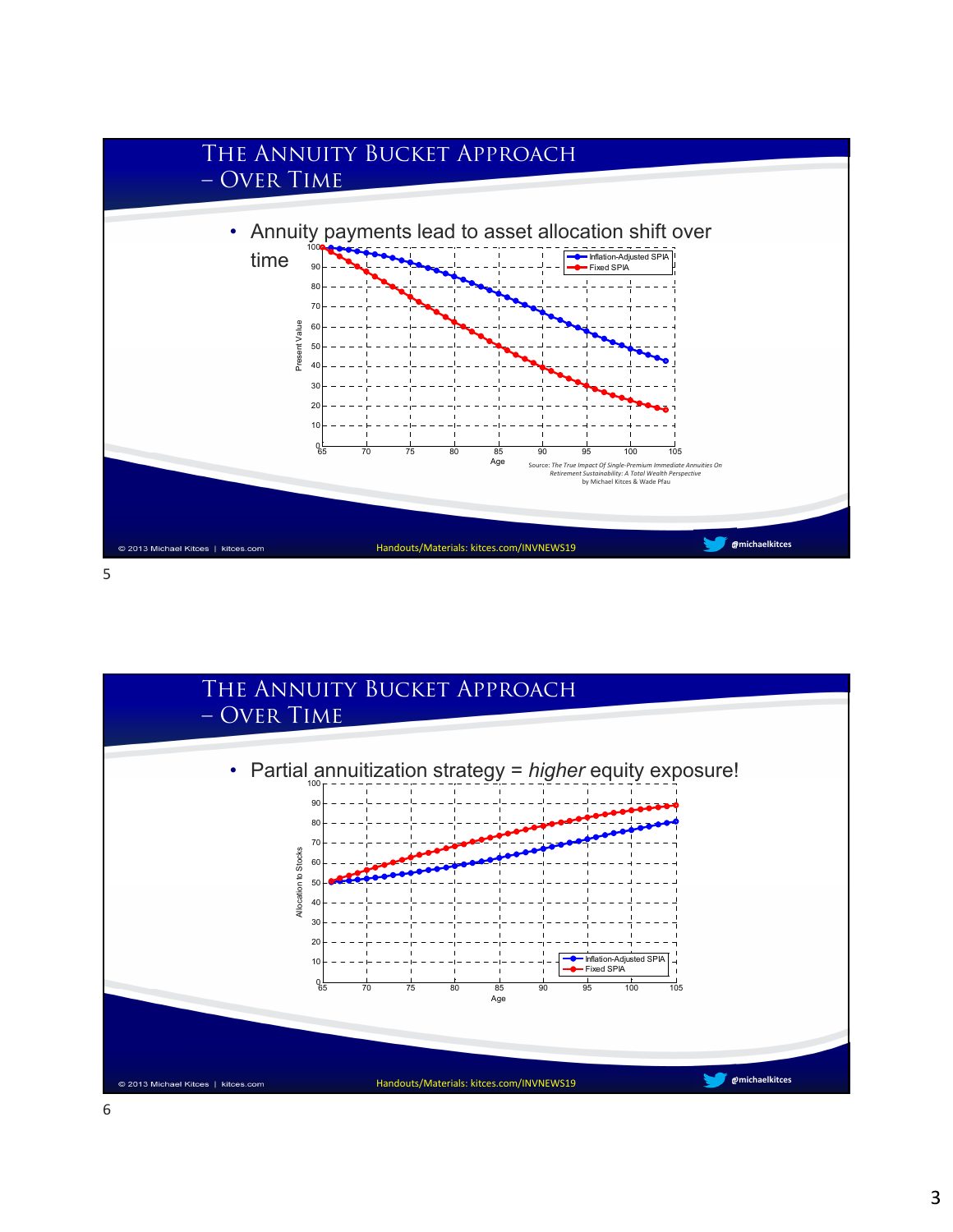## The Annuity Bucket Approach – Over Time

- Annuity payments lead to asset allocation shift over time

Source: *The True Impact Of Single-Premium Immediate Annuities On Retirement Sustainability: A Total Wealth Perspective* by Michael Kitces & Wade Pfau

© 2013 Michael Kitces | kitces.com Handouts/Materials: kitces.com/INVNEWS19 @michaelkitces

## The Annuity Bucket Approach – Over Time

- Partial annuitization strategy = *higher* equity exposure!

© 2013 Michael Kitces | kitces.com Handouts/Materials: kitces.com/INVNEWS19 @michaelkitces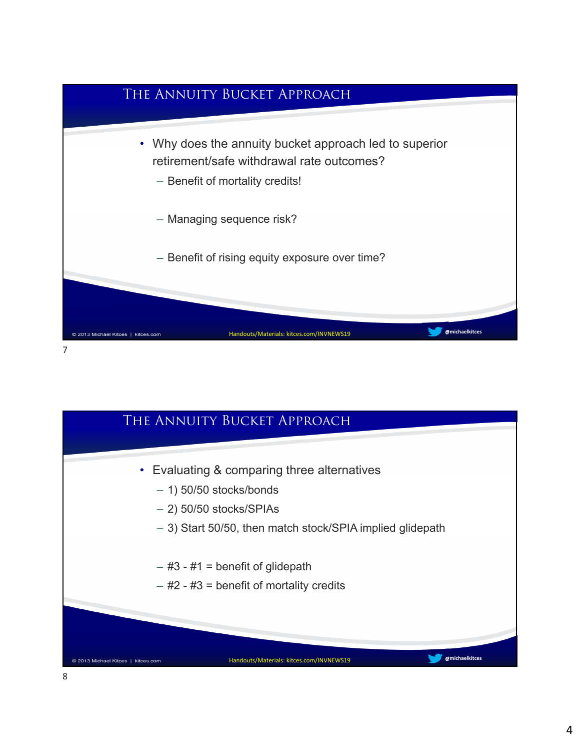## The Annuity Bucket Approach

- Why does the annuity bucket approach led to superior retirement/safe withdrawal rate outcomes?
  - Benefit of mortality credits!
  - Managing sequence risk?
  - Benefit of rising equity exposure over time?

© 2013 Michael Kitces | kitces.com    Handouts/Materials: kitces.com/INVNEWS19    @michaelkitces

## The Annuity Bucket Approach

- Evaluating & comparing three alternatives
  - 1) 50/50 stocks/bonds
  - 2) 50/50 stocks/SPIAs
  - 3) Start 50/50, then match stock/SPIA implied glidepath
  - #3 - #1 = benefit of glidepath
  - #2 - #3 = benefit of mortality credits

© 2013 Michael Kitces | kitces.com    Handouts/Materials: kitces.com/INVNEWS19    @michaelkitces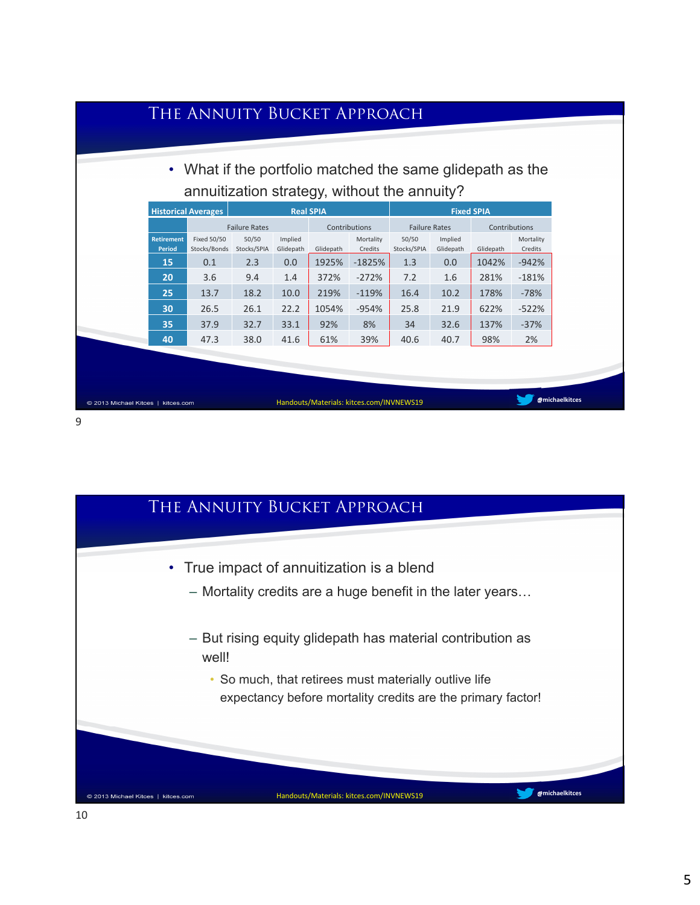## The Annuity Bucket Approach

- What if the portfolio matched the same glidepath as the annuitization strategy, without the annuity?

| Historical Averages | Real SPIA | | | | | Fixed SPIA | | | |
|---|---|---|---|---|---|---|---|---|---|
| | Failure Rates | | | Contributions | | Failure Rates | | Contributions | |
| Retirement Period | Fixed 50/50 Stocks/Bonds | 50/50 Stocks/SPIA | Implied Glidepath | Glidepath | Mortality Credits | 50/50 Stocks/SPIA | Implied Glidepath | Glidepath | Mortality Credits |
| 15 | 0.1 | 2.3 | 0.0 | 1925% | -1825% | 1.3 | 0.0 | 1042% | -942% |
| 20 | 3.6 | 9.4 | 1.4 | 372% | -272% | 7.2 | 1.6 | 281% | -181% |
| 25 | 13.7 | 18.2 | 10.0 | 219% | -119% | 16.4 | 10.2 | 178% | -78% |
| 30 | 26.5 | 26.1 | 22.2 | 1054% | -954% | 25.8 | 21.9 | 622% | -522% |
| 35 | 37.9 | 32.7 | 33.1 | 92% | 8% | 34 | 32.6 | 137% | -37% |
| 40 | 47.3 | 38.0 | 41.6 | 61% | 39% | 40.6 | 40.7 | 98% | 2% |

## The Annuity Bucket Approach

- True impact of annuitization is a blend
  - Mortality credits are a huge benefit in the later years…
  - But rising equity glidepath has material contribution as well!
    - So much, that retirees must materially outlive life expectancy before mortality credits are the primary factor!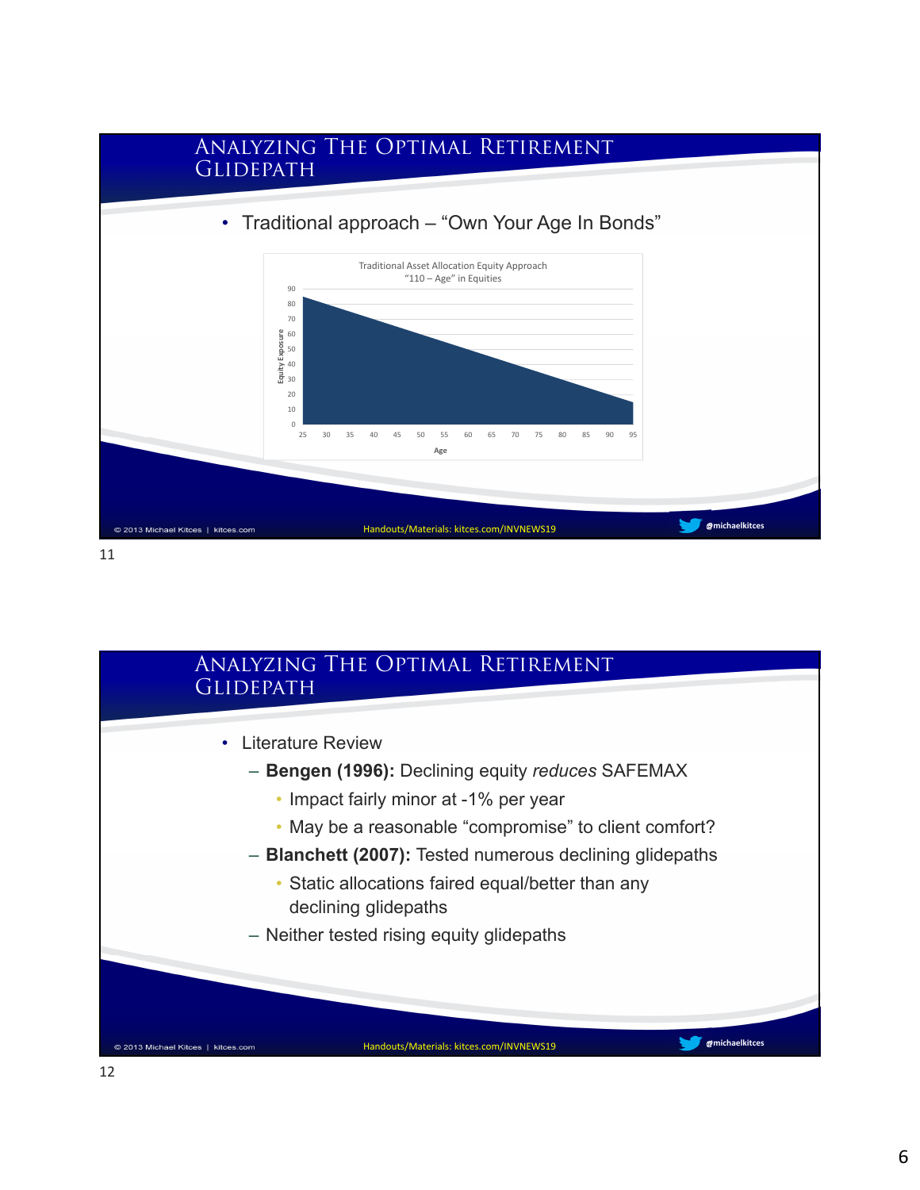# Analyzing The Optimal Retirement Glidepath

- Traditional approach – "Own Your Age In Bonds"

Traditional Asset Allocation Equity Approach
"110 – Age" in Equities

Equity Exposure (0–90) vs. Age (25–95)

# Analyzing The Optimal Retirement Glidepath

- Literature Review
  - **Bengen (1996):** Declining equity *reduces* SAFEMAX
    - Impact fairly minor at -1% per year
    - May be a reasonable "compromise" to client comfort?
  - **Blanchett (2007):** Tested numerous declining glidepaths
    - Static allocations faired equal/better than any declining glidepaths
  - Neither tested rising equity glidepaths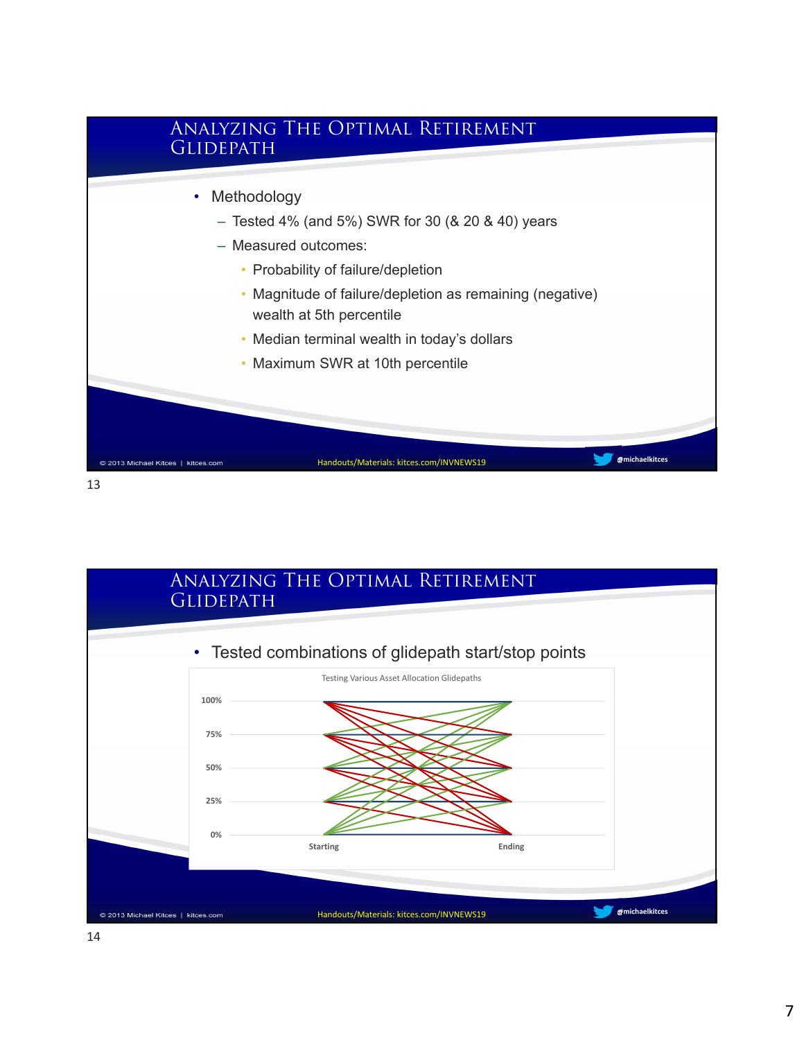## Analyzing The Optimal Retirement Glidepath

- Methodology
  - Tested 4% (and 5%) SWR for 30 (& 20 & 40) years
  - Measured outcomes:
    - Probability of failure/depletion
    - Magnitude of failure/depletion as remaining (negative) wealth at 5th percentile
    - Median terminal wealth in today's dollars
    - Maximum SWR at 10th percentile

## Analyzing The Optimal Retirement Glidepath

- Tested combinations of glidepath start/stop points

Testing Various Asset Allocation Glidepaths

100%
75%
50%
25%
0%

Starting    Ending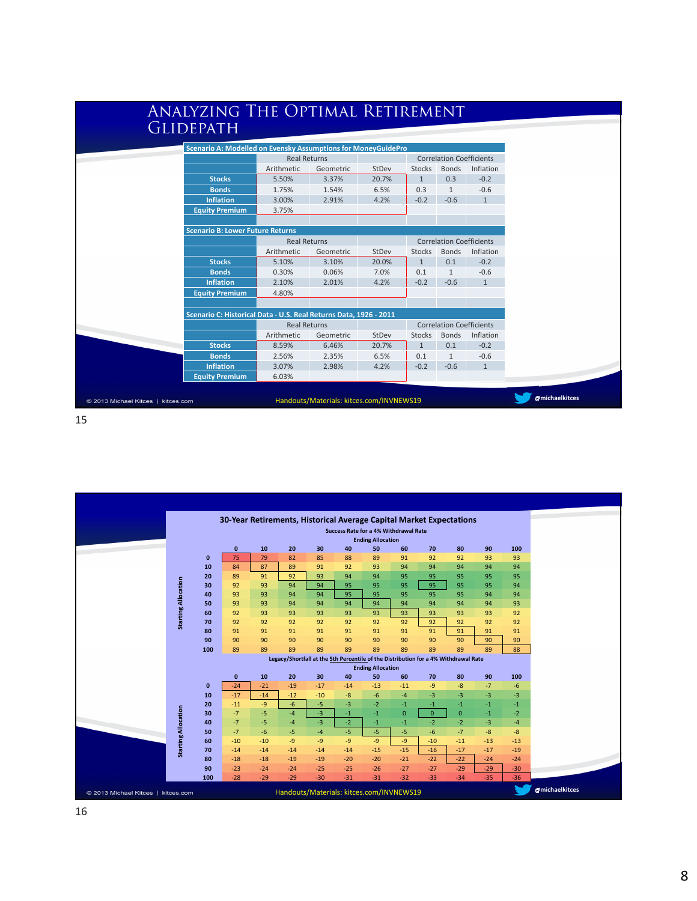# Analyzing The Optimal Retirement Glidepath

**Scenario A: Modelled on Evensky Assumptions for MoneyGuidePro**

| | Real Returns | | | Correlation Coefficients | | |
|---|---|---|---|---|---|---|
| | Arithmetic | Geometric | StDev | Stocks | Bonds | Inflation |
| **Stocks** | 5.50% | 3.37% | 20.7% | 1 | 0.3 | -0.2 |
| **Bonds** | 1.75% | 1.54% | 6.5% | 0.3 | 1 | -0.6 |
| **Inflation** | 3.00% | 2.91% | 4.2% | -0.2 | -0.6 | 1 |
| **Equity Premium** | 3.75% | | | | | |

**Scenario B: Lower Future Returns**

| | Real Returns | | | Correlation Coefficients | | |
|---|---|---|---|---|---|---|
| | Arithmetic | Geometric | StDev | Stocks | Bonds | Inflation |
| **Stocks** | 5.10% | 3.10% | 20.0% | 1 | 0.1 | -0.2 |
| **Bonds** | 0.30% | 0.06% | 7.0% | 0.1 | 1 | -0.6 |
| **Inflation** | 2.10% | 2.01% | 4.2% | -0.2 | -0.6 | 1 |
| **Equity Premium** | 4.80% | | | | | |

**Scenario C: Historical Data - U.S. Real Returns Data, 1926 - 2011**

| | Real Returns | | | Correlation Coefficients | | |
|---|---|---|---|---|---|---|
| | Arithmetic | Geometric | StDev | Stocks | Bonds | Inflation |
| **Stocks** | 8.59% | 6.46% | 20.7% | 1 | 0.1 | -0.2 |
| **Bonds** | 2.56% | 2.35% | 6.5% | 0.1 | 1 | -0.6 |
| **Inflation** | 3.07% | 2.98% | 4.2% | -0.2 | -0.6 | 1 |
| **Equity Premium** | 6.03% | | | | | |

© 2013 Michael Kitces | kitces.com — Handouts/Materials: kitces.com/INVNEWS19 — @michaelkitces

## 30-Year Retirements, Historical Average Capital Market Expectations

**Success Rate for a 4% Withdrawal Rate**

| Starting Allocation \ Ending Allocation | 0 | 10 | 20 | 30 | 40 | 50 | 60 | 70 | 80 | 90 | 100 |
|---|---|---|---|---|---|---|---|---|---|---|---|
| 0 | 75 | 79 | 82 | 85 | 88 | 89 | 91 | 92 | 92 | 93 | 93 |
| 10 | 84 | 87 | 89 | 91 | 92 | 93 | 94 | 94 | 94 | 94 | 94 |
| 20 | 89 | 91 | 92 | 93 | 94 | 94 | 95 | 95 | 95 | 95 | 95 |
| 30 | 92 | 93 | 94 | 94 | 95 | 95 | 95 | 95 | 95 | 95 | 94 |
| 40 | 93 | 93 | 94 | 94 | 95 | 95 | 95 | 95 | 95 | 94 | 94 |
| 50 | 93 | 93 | 94 | 94 | 94 | 94 | 94 | 94 | 94 | 94 | 93 |
| 60 | 92 | 93 | 93 | 93 | 93 | 93 | 93 | 93 | 93 | 93 | 92 |
| 70 | 92 | 92 | 92 | 92 | 92 | 92 | 92 | 92 | 92 | 92 | 92 |
| 80 | 91 | 91 | 91 | 91 | 91 | 91 | 91 | 91 | 91 | 91 | 91 |
| 90 | 90 | 90 | 90 | 90 | 90 | 90 | 90 | 90 | 90 | 90 | 90 |
| 100 | 89 | 89 | 89 | 89 | 89 | 89 | 89 | 89 | 89 | 89 | 88 |

**Legacy/Shortfall at the 5th Percentile of the Distribution for a 4% Withdrawal Rate**

| Starting Allocation \ Ending Allocation | 0 | 10 | 20 | 30 | 40 | 50 | 60 | 70 | 80 | 90 | 100 |
|---|---|---|---|---|---|---|---|---|---|---|---|
| 0 | -24 | -21 | -19 | -17 | -14 | -13 | -11 | -9 | -8 | -7 | -6 |
| 10 | -17 | -14 | -12 | -10 | -8 | -6 | -4 | -3 | -3 | -3 | -3 |
| 20 | -11 | -9 | -6 | -5 | -3 | -2 | -1 | -1 | -1 | -1 | -1 |
| 30 | -7 | -5 | -4 | -3 | -1 | -1 | 0 | 0 | 0 | -1 | -2 |
| 40 | -7 | -5 | -4 | -3 | -2 | -1 | -1 | -2 | -2 | -3 | -4 |
| 50 | -7 | -6 | -5 | -4 | -5 | -5 | -5 | -6 | -7 | -8 | -8 |
| 60 | -10 | -10 | -9 | -9 | -9 | -9 | -9 | -10 | -11 | -13 | -13 |
| 70 | -14 | -14 | -14 | -14 | -14 | -15 | -15 | -16 | -17 | -17 | -19 |
| 80 | -18 | -18 | -19 | -19 | -20 | -20 | -21 | -22 | -22 | -24 | -24 |
| 90 | -23 | -24 | -24 | -25 | -25 | -26 | -27 | -27 | -29 | -29 | -30 |
| 100 | -28 | -29 | -29 | -30 | -31 | -31 | -32 | -33 | -34 | -35 | -36 |

© 2013 Michael Kitces | kitces.com — Handouts/Materials: kitces.com/INVNEWS19 — @michaelkitces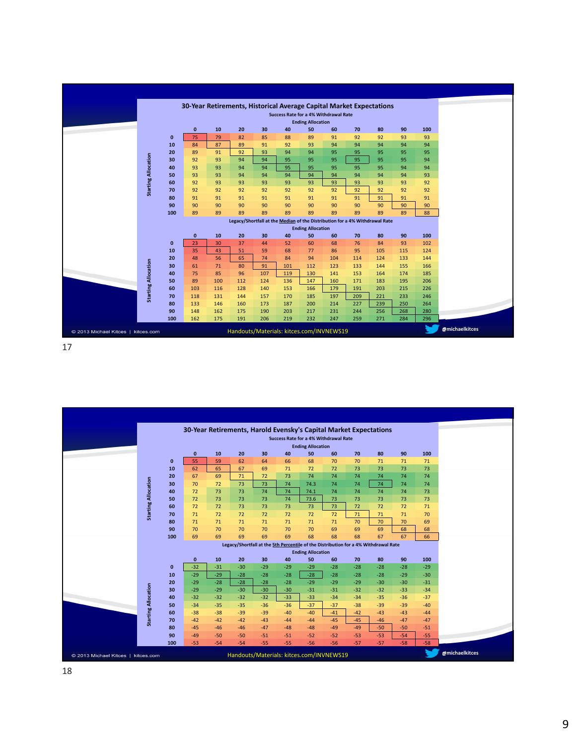## 30-Year Retirements, Historical Average Capital Market Expectations

**Success Rate for a 4% Withdrawal Rate**

| Starting Allocation \ Ending Allocation | 0 | 10 | 20 | 30 | 40 | 50 | 60 | 70 | 80 | 90 | 100 |
|---|---|---|---|---|---|---|---|---|---|---|---|
| 0 | 75 | 79 | 82 | 85 | 88 | 89 | 91 | 92 | 92 | 93 | 93 |
| 10 | 84 | 87 | 89 | 91 | 92 | 93 | 94 | 94 | 94 | 94 | 94 |
| 20 | 89 | 91 | 92 | 93 | 94 | 94 | 95 | 95 | 95 | 95 | 95 |
| 30 | 92 | 93 | 94 | 94 | 95 | 95 | 95 | 95 | 95 | 95 | 94 |
| 40 | 93 | 93 | 94 | 94 | 95 | 95 | 95 | 95 | 95 | 94 | 94 |
| 50 | 93 | 93 | 94 | 94 | 94 | 94 | 94 | 94 | 94 | 94 | 93 |
| 60 | 92 | 93 | 93 | 93 | 93 | 93 | 93 | 93 | 93 | 93 | 92 |
| 70 | 92 | 92 | 92 | 92 | 92 | 92 | 92 | 92 | 92 | 92 | 92 |
| 80 | 91 | 91 | 91 | 91 | 91 | 91 | 91 | 91 | 91 | 91 | 91 |
| 90 | 90 | 90 | 90 | 90 | 90 | 90 | 90 | 90 | 90 | 90 | 90 |
| 100 | 89 | 89 | 89 | 89 | 89 | 89 | 89 | 89 | 89 | 89 | 88 |

**Legacy/Shortfall at the Median of the Distribution for a 4% Withdrawal Rate**

| Starting Allocation \ Ending Allocation | 0 | 10 | 20 | 30 | 40 | 50 | 60 | 70 | 80 | 90 | 100 |
|---|---|---|---|---|---|---|---|---|---|---|---|
| 0 | 23 | 30 | 37 | 44 | 52 | 60 | 68 | 76 | 84 | 93 | 102 |
| 10 | 35 | 43 | 51 | 59 | 68 | 77 | 86 | 95 | 105 | 115 | 124 |
| 20 | 48 | 56 | 65 | 74 | 84 | 94 | 104 | 114 | 124 | 133 | 144 |
| 30 | 61 | 71 | 80 | 91 | 101 | 112 | 123 | 133 | 144 | 155 | 166 |
| 40 | 75 | 85 | 96 | 107 | 119 | 130 | 141 | 153 | 164 | 174 | 185 |
| 50 | 89 | 100 | 112 | 124 | 136 | 147 | 160 | 171 | 183 | 195 | 206 |
| 60 | 103 | 116 | 128 | 140 | 153 | 166 | 179 | 191 | 203 | 215 | 226 |
| 70 | 118 | 131 | 144 | 157 | 170 | 185 | 197 | 209 | 221 | 233 | 246 |
| 80 | 133 | 146 | 160 | 173 | 187 | 200 | 214 | 227 | 239 | 250 | 264 |
| 90 | 148 | 162 | 175 | 190 | 203 | 217 | 231 | 244 | 256 | 268 | 280 |
| 100 | 162 | 175 | 191 | 206 | 219 | 232 | 247 | 259 | 271 | 284 | 296 |

© 2013 Michael Kitces | kitces.com

Handouts/Materials: kitces.com/INVNEWS19

@michaelkitces

17

## 30-Year Retirements, Harold Evensky's Capital Market Expectations

**Success Rate for a 4% Withdrawal Rate**

| Starting Allocation \ Ending Allocation | 0 | 10 | 20 | 30 | 40 | 50 | 60 | 70 | 80 | 90 | 100 |
|---|---|---|---|---|---|---|---|---|---|---|---|
| 0 | 55 | 59 | 62 | 64 | 66 | 68 | 70 | 70 | 71 | 71 | 71 |
| 10 | 62 | 65 | 67 | 69 | 71 | 72 | 72 | 73 | 73 | 73 | 73 |
| 20 | 67 | 69 | 71 | 72 | 73 | 74 | 74 | 74 | 74 | 74 | 74 |
| 30 | 70 | 72 | 73 | 73 | 74 | 74.3 | 74 | 74 | 74 | 74 | 74 |
| 40 | 72 | 73 | 73 | 74 | 74 | 74.1 | 74 | 74 | 74 | 74 | 73 |
| 50 | 72 | 73 | 73 | 73 | 74 | 73.6 | 73 | 73 | 73 | 73 | 73 |
| 60 | 72 | 72 | 73 | 73 | 73 | 73 | 73 | 72 | 72 | 72 | 71 |
| 70 | 71 | 72 | 72 | 72 | 72 | 72 | 72 | 71 | 71 | 71 | 70 |
| 80 | 71 | 71 | 71 | 71 | 71 | 71 | 71 | 70 | 70 | 70 | 69 |
| 90 | 70 | 70 | 70 | 70 | 70 | 70 | 69 | 69 | 69 | 68 | 68 |
| 100 | 69 | 69 | 69 | 69 | 69 | 68 | 68 | 68 | 67 | 67 | 66 |

**Legacy/Shortfall at the 5th Percentile of the Distribution for a 4% Withdrawal Rate**

| Starting Allocation \ Ending Allocation | 0 | 10 | 20 | 30 | 40 | 50 | 60 | 70 | 80 | 90 | 100 |
|---|---|---|---|---|---|---|---|---|---|---|---|
| 0 | -32 | -31 | -30 | -29 | -29 | -29 | -28 | -28 | -28 | -28 | -29 |
| 10 | -29 | -29 | -28 | -28 | -28 | -28 | -28 | -28 | -28 | -29 | -30 |
| 20 | -29 | -28 | -28 | -28 | -28 | -29 | -29 | -29 | -30 | -30 | -31 |
| 30 | -29 | -29 | -30 | -30 | -30 | -31 | -31 | -32 | -32 | -33 | -34 |
| 40 | -32 | -32 | -32 | -32 | -33 | -33 | -34 | -34 | -35 | -36 | -37 |
| 50 | -34 | -35 | -35 | -36 | -36 | -37 | -37 | -38 | -39 | -39 | -40 |
| 60 | -38 | -38 | -39 | -39 | -40 | -40 | -41 | -42 | -43 | -43 | -44 |
| 70 | -42 | -42 | -42 | -43 | -44 | -44 | -45 | -45 | -46 | -47 | -47 |
| 80 | -45 | -46 | -46 | -47 | -48 | -48 | -49 | -49 | -50 | -50 | -51 |
| 90 | -49 | -50 | -50 | -51 | -51 | -52 | -52 | -53 | -53 | -54 | -55 |
| 100 | -53 | -54 | -54 | -55 | -55 | -56 | -56 | -57 | -57 | -58 | -58 |

© 2013 Michael Kitces | kitces.com

Handouts/Materials: kitces.com/INVNEWS19

@michaelkitces

18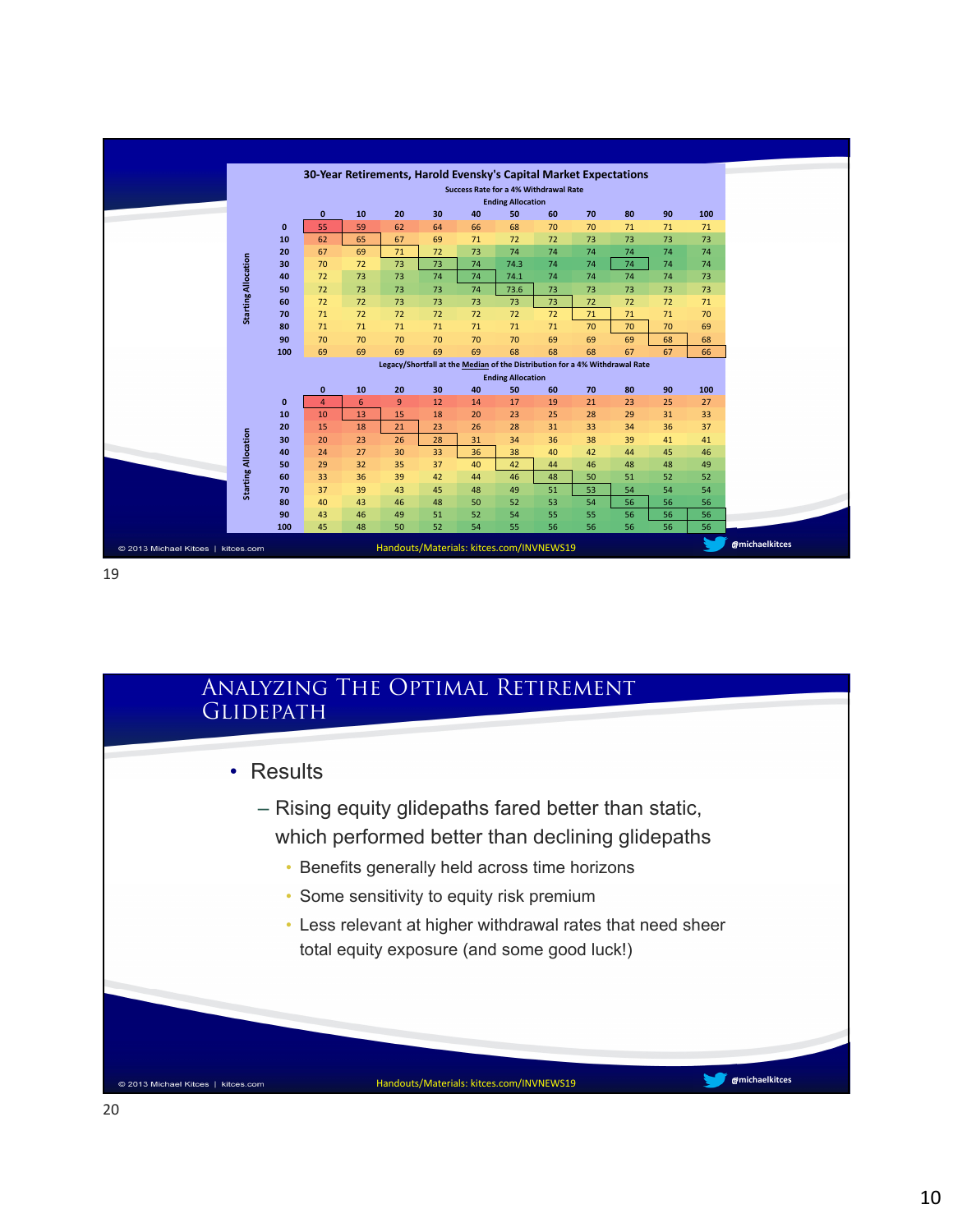## 30-Year Retirements, Harold Evensky's Capital Market Expectations

**Success Rate for a 4% Withdrawal Rate**

| Starting Allocation \ Ending Allocation | 0 | 10 | 20 | 30 | 40 | 50 | 60 | 70 | 80 | 90 | 100 |
|---|---|---|---|---|---|---|---|---|---|---|---|
| 0 | 55 | 59 | 62 | 64 | 66 | 68 | 70 | 70 | 71 | 71 | 71 |
| 10 | 62 | 65 | 67 | 69 | 71 | 72 | 72 | 73 | 73 | 73 | 73 |
| 20 | 67 | 69 | 71 | 72 | 73 | 74 | 74 | 74 | 74 | 74 | 74 |
| 30 | 70 | 72 | 73 | 73 | 74 | 74.3 | 74 | 74 | 74 | 74 | 74 |
| 40 | 72 | 73 | 73 | 74 | 74 | 74.1 | 74 | 74 | 74 | 74 | 73 |
| 50 | 72 | 73 | 73 | 73 | 74 | 73.6 | 73 | 73 | 73 | 73 | 73 |
| 60 | 72 | 72 | 73 | 73 | 73 | 73 | 73 | 72 | 72 | 72 | 71 |
| 70 | 71 | 72 | 72 | 72 | 72 | 72 | 72 | 71 | 71 | 71 | 70 |
| 80 | 71 | 71 | 71 | 71 | 71 | 71 | 71 | 70 | 70 | 70 | 69 |
| 90 | 70 | 70 | 70 | 70 | 70 | 70 | 69 | 69 | 69 | 68 | 68 |
| 100 | 69 | 69 | 69 | 69 | 69 | 68 | 68 | 68 | 67 | 67 | 66 |

**Legacy/Shortfall at the Median of the Distribution for a 4% Withdrawal Rate**

| Starting Allocation \ Ending Allocation | 0 | 10 | 20 | 30 | 40 | 50 | 60 | 70 | 80 | 90 | 100 |
|---|---|---|---|---|---|---|---|---|---|---|---|
| 0 | 4 | 6 | 9 | 12 | 14 | 17 | 19 | 21 | 23 | 25 | 27 |
| 10 | 10 | 13 | 15 | 18 | 20 | 23 | 25 | 28 | 29 | 31 | 33 |
| 20 | 15 | 18 | 21 | 23 | 26 | 28 | 31 | 33 | 34 | 36 | 37 |
| 30 | 20 | 23 | 26 | 28 | 31 | 34 | 36 | 38 | 39 | 41 | 41 |
| 40 | 24 | 27 | 30 | 33 | 36 | 38 | 40 | 42 | 44 | 45 | 46 |
| 50 | 29 | 32 | 35 | 37 | 40 | 42 | 44 | 46 | 48 | 48 | 49 |
| 60 | 33 | 36 | 39 | 42 | 44 | 46 | 48 | 50 | 51 | 52 | 52 |
| 70 | 37 | 39 | 43 | 45 | 48 | 49 | 51 | 53 | 54 | 54 | 54 |
| 80 | 40 | 43 | 46 | 48 | 50 | 52 | 53 | 54 | 56 | 56 | 56 |
| 90 | 43 | 46 | 49 | 51 | 52 | 54 | 55 | 55 | 56 | 56 | 56 |
| 100 | 45 | 48 | 50 | 52 | 54 | 55 | 56 | 56 | 56 | 56 | 56 |

© 2013 Michael Kitces | kitces.com Handouts/Materials: kitces.com/INVNEWS19 @michaelkitces

# Analyzing The Optimal Retirement Glidepath

- Results
  - Rising equity glidepaths fared better than static, which performed better than declining glidepaths
    - Benefits generally held across time horizons
    - Some sensitivity to equity risk premium
    - Less relevant at higher withdrawal rates that need sheer total equity exposure (and some good luck!)

© 2013 Michael Kitces | kitces.com Handouts/Materials: kitces.com/INVNEWS19 @michaelkitces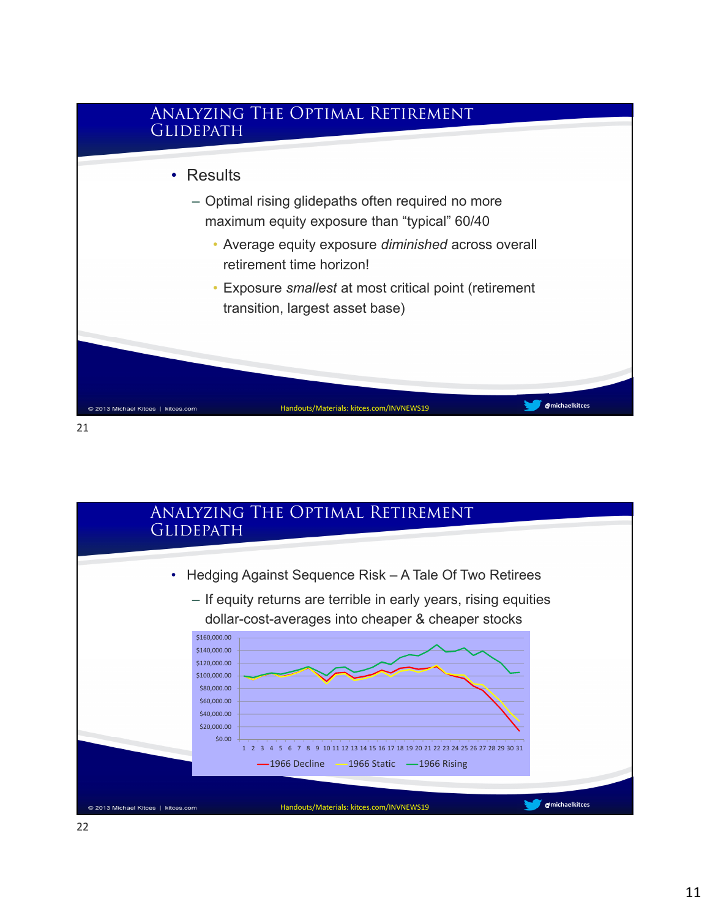## Analyzing The Optimal Retirement Glidepath

- Results
  - Optimal rising glidepaths often required no more maximum equity exposure than "typical" 60/40
    - Average equity exposure *diminished* across overall retirement time horizon!
    - Exposure *smallest* at most critical point (retirement transition, largest asset base)

© 2013 Michael Kitces | kitces.com Handouts/Materials: kitces.com/INVNEWS19 @michaelkitces

21

## Analyzing The Optimal Retirement Glidepath

- Hedging Against Sequence Risk – A Tale Of Two Retirees
  - If equity returns are terrible in early years, rising equities dollar-cost-averages into cheaper & cheaper stocks

$160,000.00
$140,000.00
$120,000.00
$100,000.00
$80,000.00
$60,000.00
$40,000.00
$20,000.00
$0.00

1 2 3 4 5 6 7 8 9 10 11 12 13 14 15 16 17 18 19 20 21 22 23 24 25 26 27 28 29 30 31

1966 Decline — 1966 Static — 1966 Rising

© 2013 Michael Kitces | kitces.com Handouts/Materials: kitces.com/INVNEWS19 @michaelkitces

22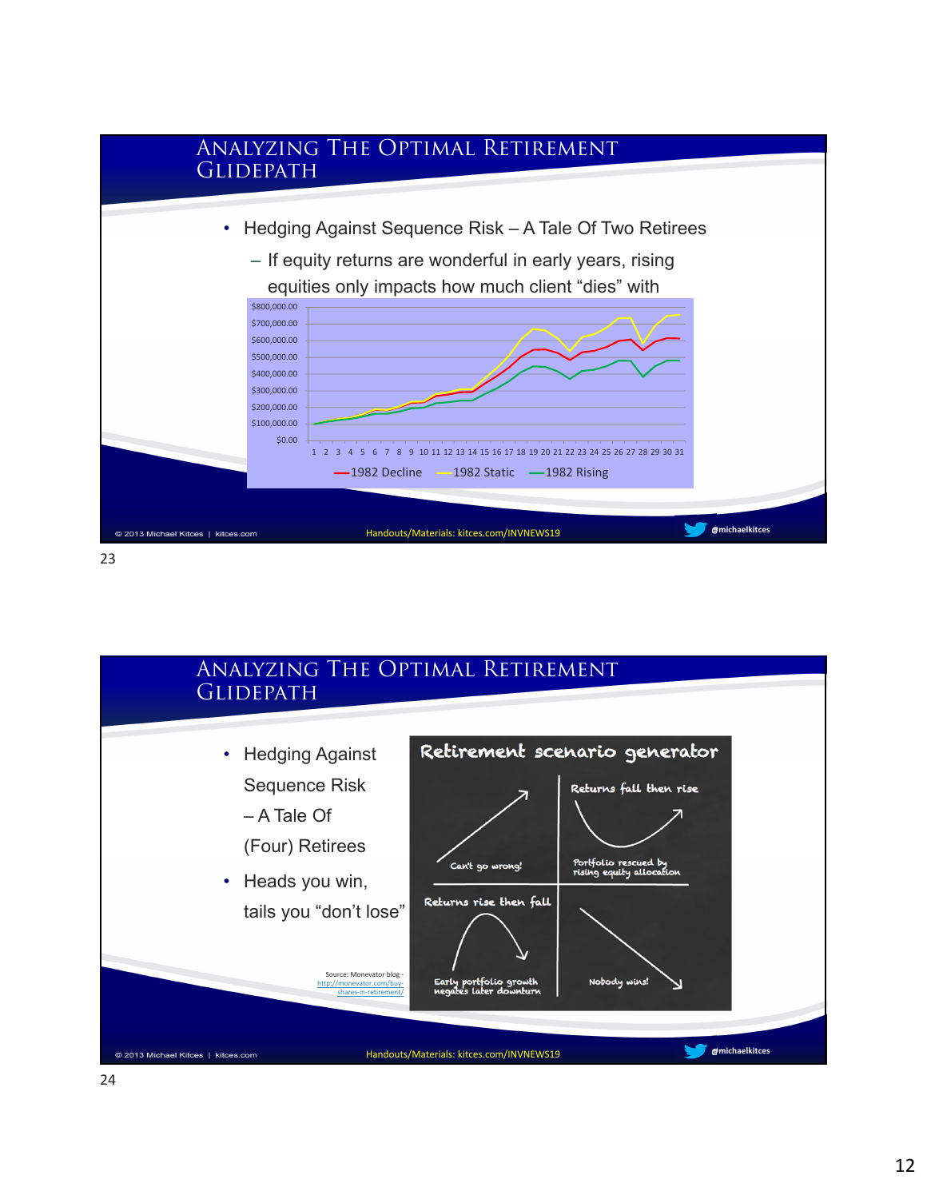# Analyzing The Optimal Retirement Glidepath

- Hedging Against Sequence Risk – A Tale Of Two Retirees
  - If equity returns are wonderful in early years, rising equities only impacts how much client "dies" with

$800,000.00
$700,000.00
$600,000.00
$500,000.00
$400,000.00
$300,000.00
$200,000.00
$100,000.00
$0.00

1 2 3 4 5 6 7 8 9 10 11 12 13 14 15 16 17 18 19 20 21 22 23 24 25 26 27 28 29 30 31

1982 Decline — 1982 Static — 1982 Rising

© 2013 Michael Kitces | kitces.com — Handouts/Materials: kitces.com/INVNEWS19 — @michaelkitces

23

# Analyzing The Optimal Retirement Glidepath

- Hedging Against Sequence Risk – A Tale Of (Four) Retirees
- Heads you win, tails you "don't lose"

**Retirement scenario generator**

| Can't go wrong! | Returns fall then rise — Portfolio rescued by rising equity allocation |
|---|---|
| Returns rise then fall — Early portfolio growth negates later downturn | Nobody wins! |

Source: Monevator blog - http://monevator.com/buy-shares-in-retirement/

© 2013 Michael Kitces | kitces.com — Handouts/Materials: kitces.com/INVNEWS19 — @michaelkitces

24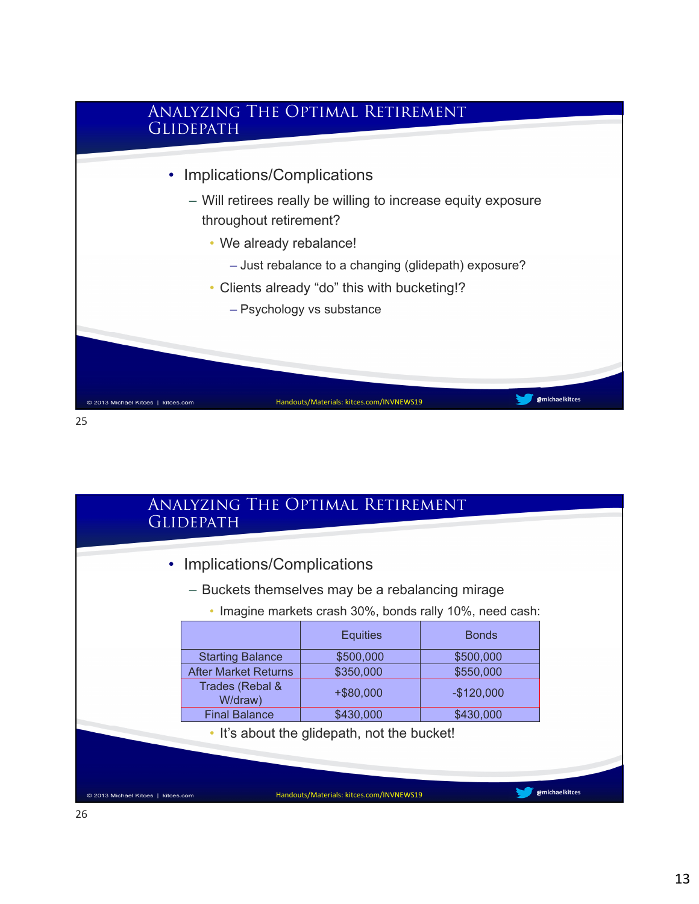## Analyzing The Optimal Retirement Glidepath

- Implications/Complications
  - Will retirees really be willing to increase equity exposure throughout retirement?
    - We already rebalance!
      - Just rebalance to a changing (glidepath) exposure?
    - Clients already "do" this with bucketing!?
      - Psychology vs substance

## Analyzing The Optimal Retirement Glidepath

- Implications/Complications
  - Buckets themselves may be a rebalancing mirage
    - Imagine markets crash 30%, bonds rally 10%, need cash:

| | Equities | Bonds |
|---|---|---|
| Starting Balance | $500,000 | $500,000 |
| After Market Returns | $350,000 | $550,000 |
| Trades (Rebal & W/draw) | +$80,000 | -$120,000 |
| Final Balance | $430,000 | $430,000 |

- It's about the glidepath, not the bucket!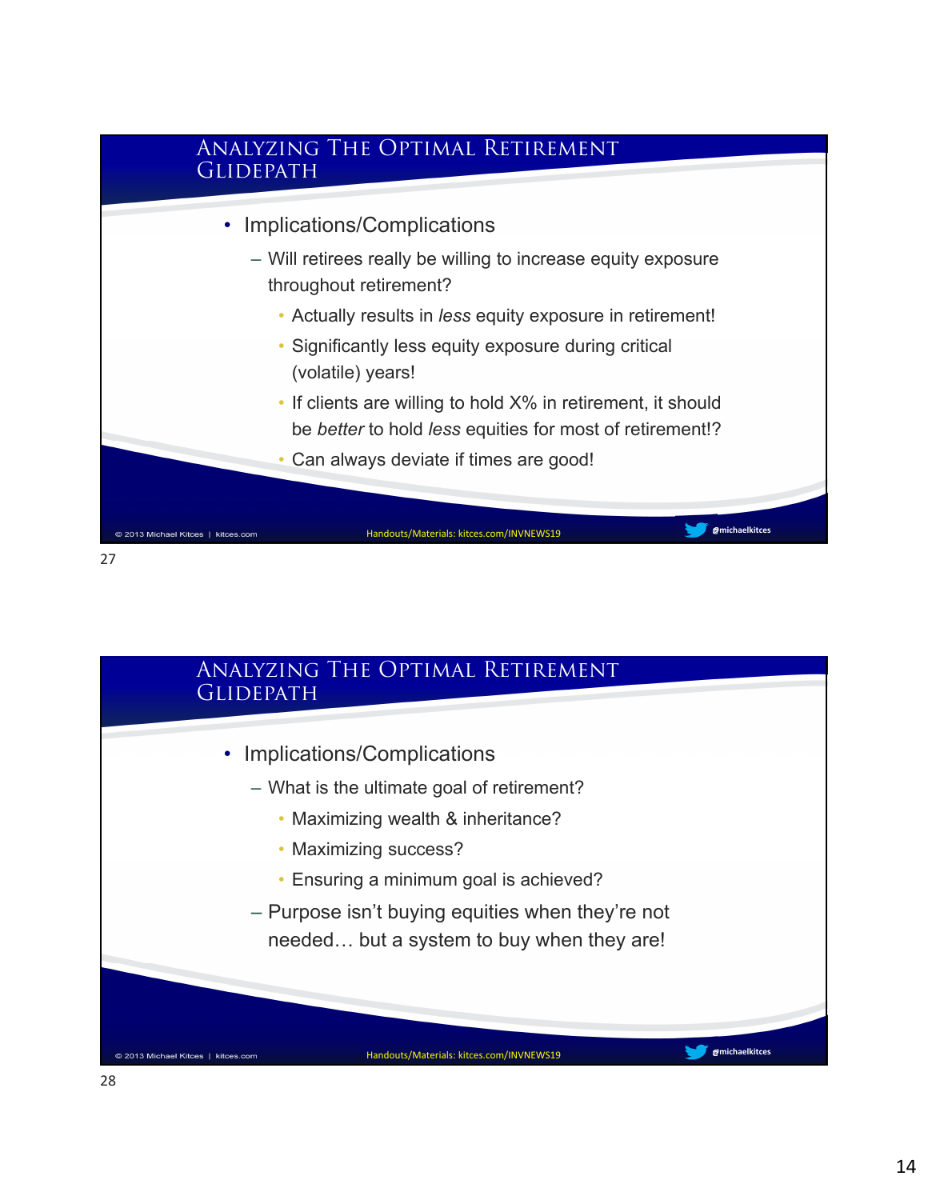## Analyzing The Optimal Retirement Glidepath

- Implications/Complications
  - Will retirees really be willing to increase equity exposure throughout retirement?
    - Actually results in *less* equity exposure in retirement!
    - Significantly less equity exposure during critical (volatile) years!
    - If clients are willing to hold X% in retirement, it should be *better* to hold *less* equities for most of retirement!?
    - Can always deviate if times are good!

© 2013 Michael Kitces | kitces.com Handouts/Materials: kitces.com/INVNEWS19 @michaelkitces

## Analyzing The Optimal Retirement Glidepath

- Implications/Complications
  - What is the ultimate goal of retirement?
    - Maximizing wealth & inheritance?
    - Maximizing success?
    - Ensuring a minimum goal is achieved?
  - Purpose isn't buying equities when they're not needed… but a system to buy when they are!

© 2013 Michael Kitces | kitces.com Handouts/Materials: kitces.com/INVNEWS19 @michaelkitces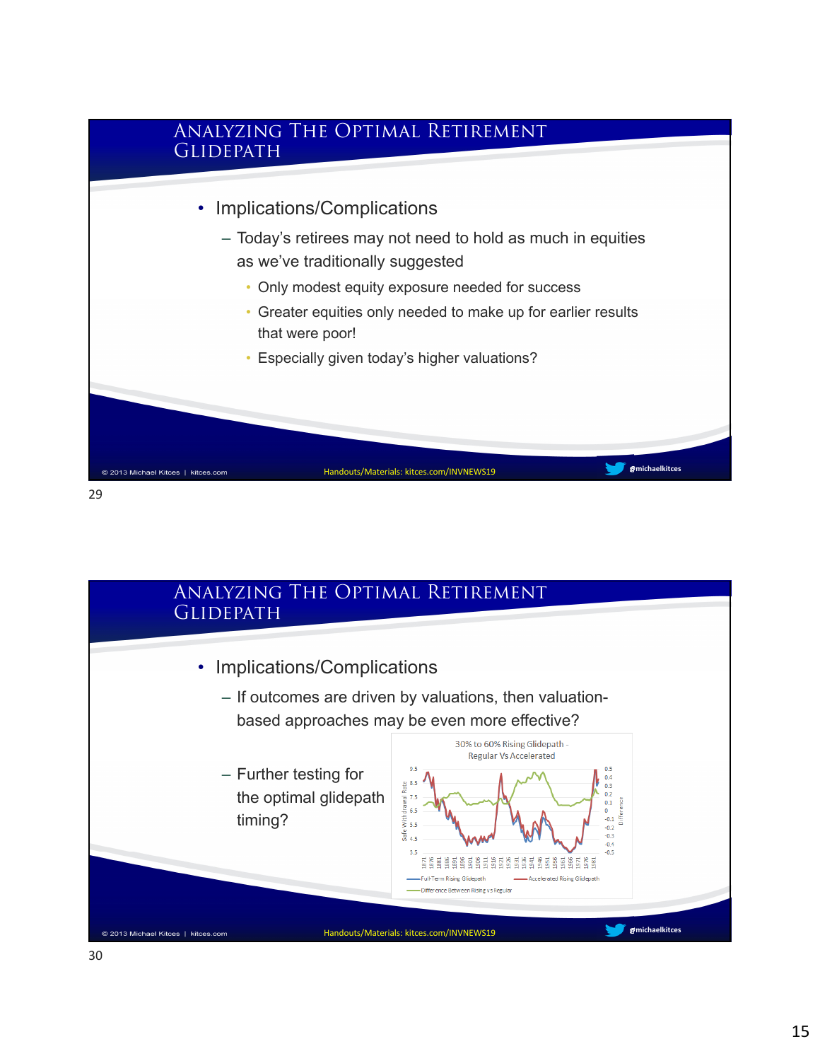## Analyzing The Optimal Retirement Glidepath

- Implications/Complications
  - Today's retirees may not need to hold as much in equities as we've traditionally suggested
    - Only modest equity exposure needed for success
    - Greater equities only needed to make up for earlier results that were poor!
    - Especially given today's higher valuations?

© 2013 Michael Kitces | kitces.com

Handouts/Materials: kitces.com/INVNEWS19

@michaelkitces

## Analyzing The Optimal Retirement Glidepath

- Implications/Complications
  - If outcomes are driven by valuations, then valuation-based approaches may be even more effective?
  - Further testing for the optimal glidepath timing?

30% to 60% Rising Glidepath - Regular Vs Accelerated

© 2013 Michael Kitces | kitces.com

Handouts/Materials: kitces.com/INVNEWS19

@michaelkitces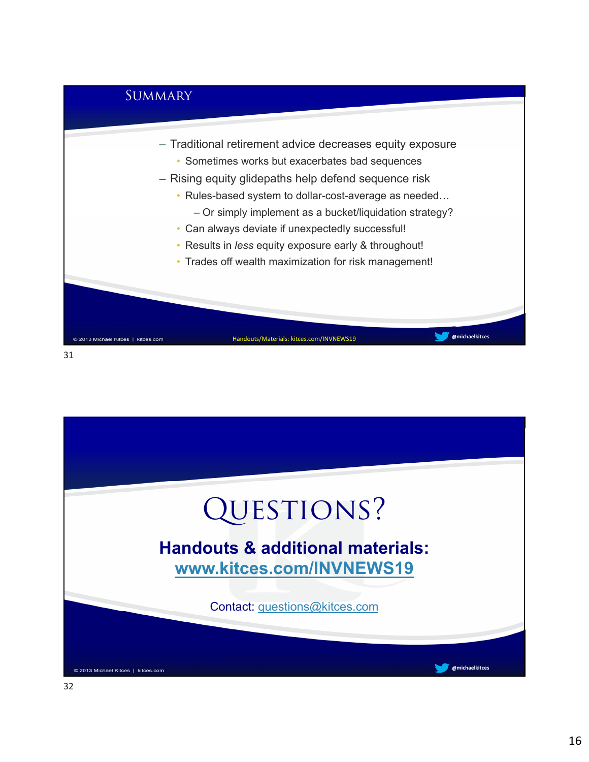## Summary

- Traditional retirement advice decreases equity exposure
  - Sometimes works but exacerbates bad sequences
- Rising equity glidepaths help defend sequence risk
  - Rules-based system to dollar-cost-average as needed…
    - Or simply implement as a bucket/liquidation strategy?
  - Can always deviate if unexpectedly successful!
  - Results in *less* equity exposure early & throughout!
  - Trades off wealth maximization for risk management!

© 2013 Michael Kitces | kitces.com

Handouts/Materials: kitces.com/INVNEWS19

@michaelkitces

31

## Questions?

**Handouts & additional materials:**
**www.kitces.com/INVNEWS19**

Contact: questions@kitces.com

© 2013 Michael Kitces | kitces.com

@michaelkitces

32